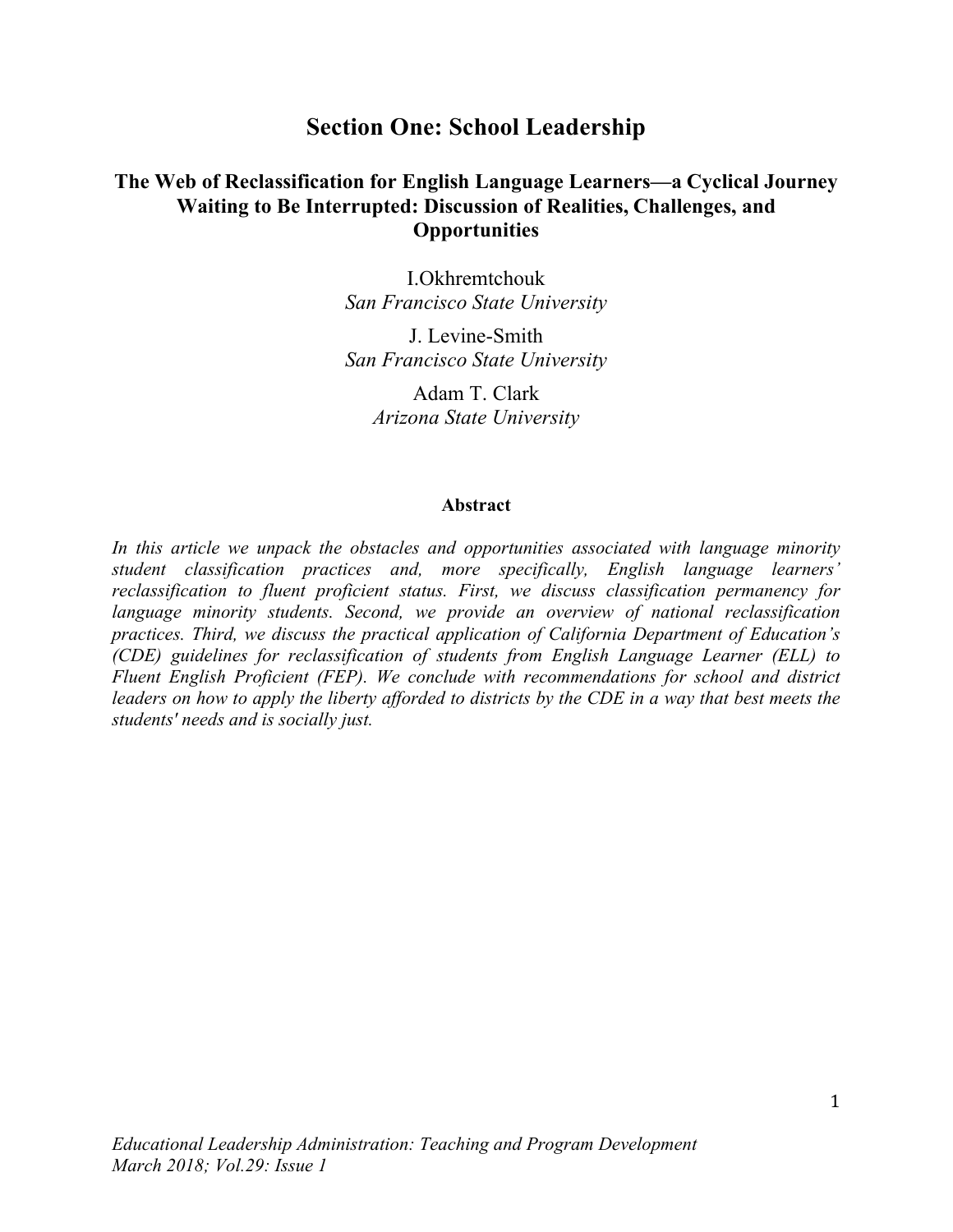# Section One: School Leadership

## The Web of Reclassification for English Language Learners—a Cyclical Journey Waiting to Be Interrupted: Discussion of Realities, Challenges, and Opportunities

I.Okhremtchouk
*San Francisco State University*

J. Levine-Smith
*San Francisco State University*

Adam T. Clark
*Arizona State University*

### Abstract

*In this article we unpack the obstacles and opportunities associated with language minority student classification practices and, more specifically, English language learners' reclassification to fluent proficient status. First, we discuss classification permanency for language minority students. Second, we provide an overview of national reclassification practices. Third, we discuss the practical application of California Department of Education's (CDE) guidelines for reclassification of students from English Language Learner (ELL) to Fluent English Proficient (FEP). We conclude with recommendations for school and district leaders on how to apply the liberty afforded to districts by the CDE in a way that best meets the students' needs and is socially just.*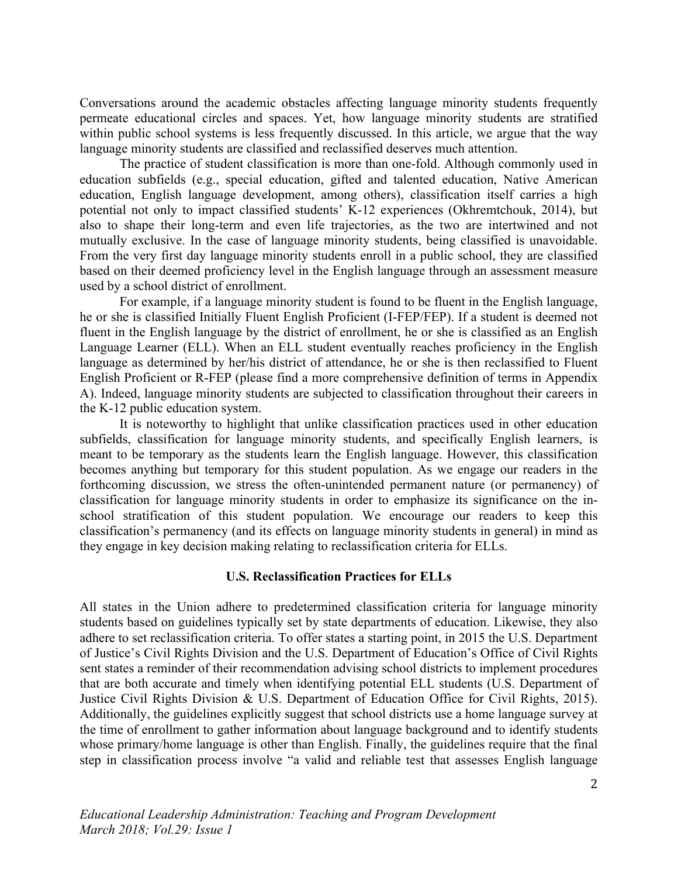Conversations around the academic obstacles affecting language minority students frequently permeate educational circles and spaces. Yet, how language minority students are stratified within public school systems is less frequently discussed. In this article, we argue that the way language minority students are classified and reclassified deserves much attention.

The practice of student classification is more than one-fold. Although commonly used in education subfields (e.g., special education, gifted and talented education, Native American education, English language development, among others), classification itself carries a high potential not only to impact classified students' K-12 experiences (Okhremtchouk, 2014), but also to shape their long-term and even life trajectories, as the two are intertwined and not mutually exclusive. In the case of language minority students, being classified is unavoidable. From the very first day language minority students enroll in a public school, they are classified based on their deemed proficiency level in the English language through an assessment measure used by a school district of enrollment.

For example, if a language minority student is found to be fluent in the English language, he or she is classified Initially Fluent English Proficient (I-FEP/FEP). If a student is deemed not fluent in the English language by the district of enrollment, he or she is classified as an English Language Learner (ELL). When an ELL student eventually reaches proficiency in the English language as determined by her/his district of attendance, he or she is then reclassified to Fluent English Proficient or R-FEP (please find a more comprehensive definition of terms in Appendix A). Indeed, language minority students are subjected to classification throughout their careers in the K-12 public education system.

It is noteworthy to highlight that unlike classification practices used in other education subfields, classification for language minority students, and specifically English learners, is meant to be temporary as the students learn the English language. However, this classification becomes anything but temporary for this student population. As we engage our readers in the forthcoming discussion, we stress the often-unintended permanent nature (or permanency) of classification for language minority students in order to emphasize its significance on the in-school stratification of this student population. We encourage our readers to keep this classification's permanency (and its effects on language minority students in general) in mind as they engage in key decision making relating to reclassification criteria for ELLs.

## U.S. Reclassification Practices for ELLs

All states in the Union adhere to predetermined classification criteria for language minority students based on guidelines typically set by state departments of education. Likewise, they also adhere to set reclassification criteria. To offer states a starting point, in 2015 the U.S. Department of Justice's Civil Rights Division and the U.S. Department of Education's Office of Civil Rights sent states a reminder of their recommendation advising school districts to implement procedures that are both accurate and timely when identifying potential ELL students (U.S. Department of Justice Civil Rights Division & U.S. Department of Education Office for Civil Rights, 2015). Additionally, the guidelines explicitly suggest that school districts use a home language survey at the time of enrollment to gather information about language background and to identify students whose primary/home language is other than English. Finally, the guidelines require that the final step in classification process involve "a valid and reliable test that assesses English language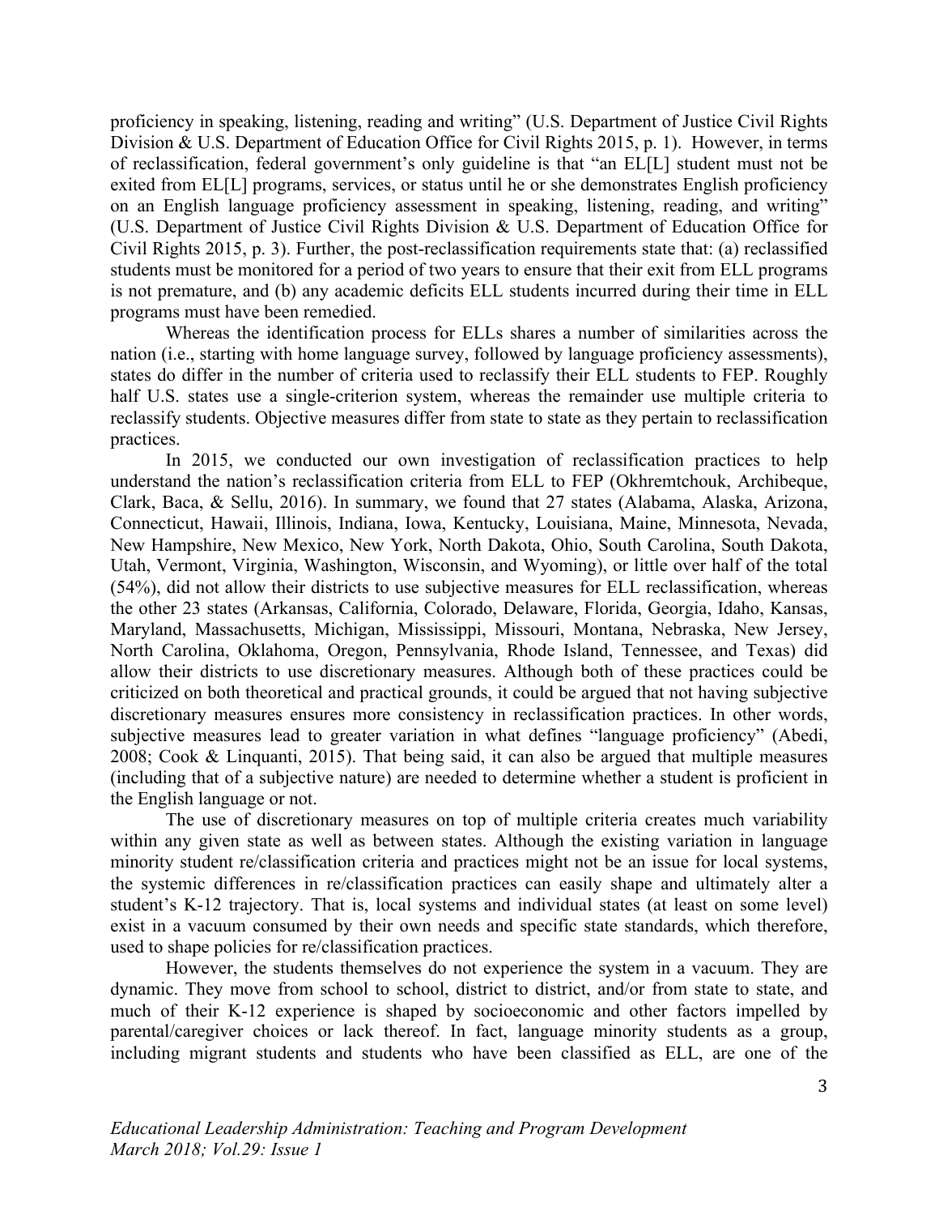proficiency in speaking, listening, reading and writing" (U.S. Department of Justice Civil Rights Division & U.S. Department of Education Office for Civil Rights 2015, p. 1). However, in terms of reclassification, federal government's only guideline is that "an EL[L] student must not be exited from EL[L] programs, services, or status until he or she demonstrates English proficiency on an English language proficiency assessment in speaking, listening, reading, and writing" (U.S. Department of Justice Civil Rights Division & U.S. Department of Education Office for Civil Rights 2015, p. 3). Further, the post-reclassification requirements state that: (a) reclassified students must be monitored for a period of two years to ensure that their exit from ELL programs is not premature, and (b) any academic deficits ELL students incurred during their time in ELL programs must have been remedied.

Whereas the identification process for ELLs shares a number of similarities across the nation (i.e., starting with home language survey, followed by language proficiency assessments), states do differ in the number of criteria used to reclassify their ELL students to FEP. Roughly half U.S. states use a single-criterion system, whereas the remainder use multiple criteria to reclassify students. Objective measures differ from state to state as they pertain to reclassification practices.

In 2015, we conducted our own investigation of reclassification practices to help understand the nation's reclassification criteria from ELL to FEP (Okhremtchouk, Archibeque, Clark, Baca, & Sellu, 2016). In summary, we found that 27 states (Alabama, Alaska, Arizona, Connecticut, Hawaii, Illinois, Indiana, Iowa, Kentucky, Louisiana, Maine, Minnesota, Nevada, New Hampshire, New Mexico, New York, North Dakota, Ohio, South Carolina, South Dakota, Utah, Vermont, Virginia, Washington, Wisconsin, and Wyoming), or little over half of the total (54%), did not allow their districts to use subjective measures for ELL reclassification, whereas the other 23 states (Arkansas, California, Colorado, Delaware, Florida, Georgia, Idaho, Kansas, Maryland, Massachusetts, Michigan, Mississippi, Missouri, Montana, Nebraska, New Jersey, North Carolina, Oklahoma, Oregon, Pennsylvania, Rhode Island, Tennessee, and Texas) did allow their districts to use discretionary measures. Although both of these practices could be criticized on both theoretical and practical grounds, it could be argued that not having subjective discretionary measures ensures more consistency in reclassification practices. In other words, subjective measures lead to greater variation in what defines "language proficiency" (Abedi, 2008; Cook & Linquanti, 2015). That being said, it can also be argued that multiple measures (including that of a subjective nature) are needed to determine whether a student is proficient in the English language or not.

The use of discretionary measures on top of multiple criteria creates much variability within any given state as well as between states. Although the existing variation in language minority student re/classification criteria and practices might not be an issue for local systems, the systemic differences in re/classification practices can easily shape and ultimately alter a student's K-12 trajectory. That is, local systems and individual states (at least on some level) exist in a vacuum consumed by their own needs and specific state standards, which therefore, used to shape policies for re/classification practices.

However, the students themselves do not experience the system in a vacuum. They are dynamic. They move from school to school, district to district, and/or from state to state, and much of their K-12 experience is shaped by socioeconomic and other factors impelled by parental/caregiver choices or lack thereof. In fact, language minority students as a group, including migrant students and students who have been classified as ELL, are one of the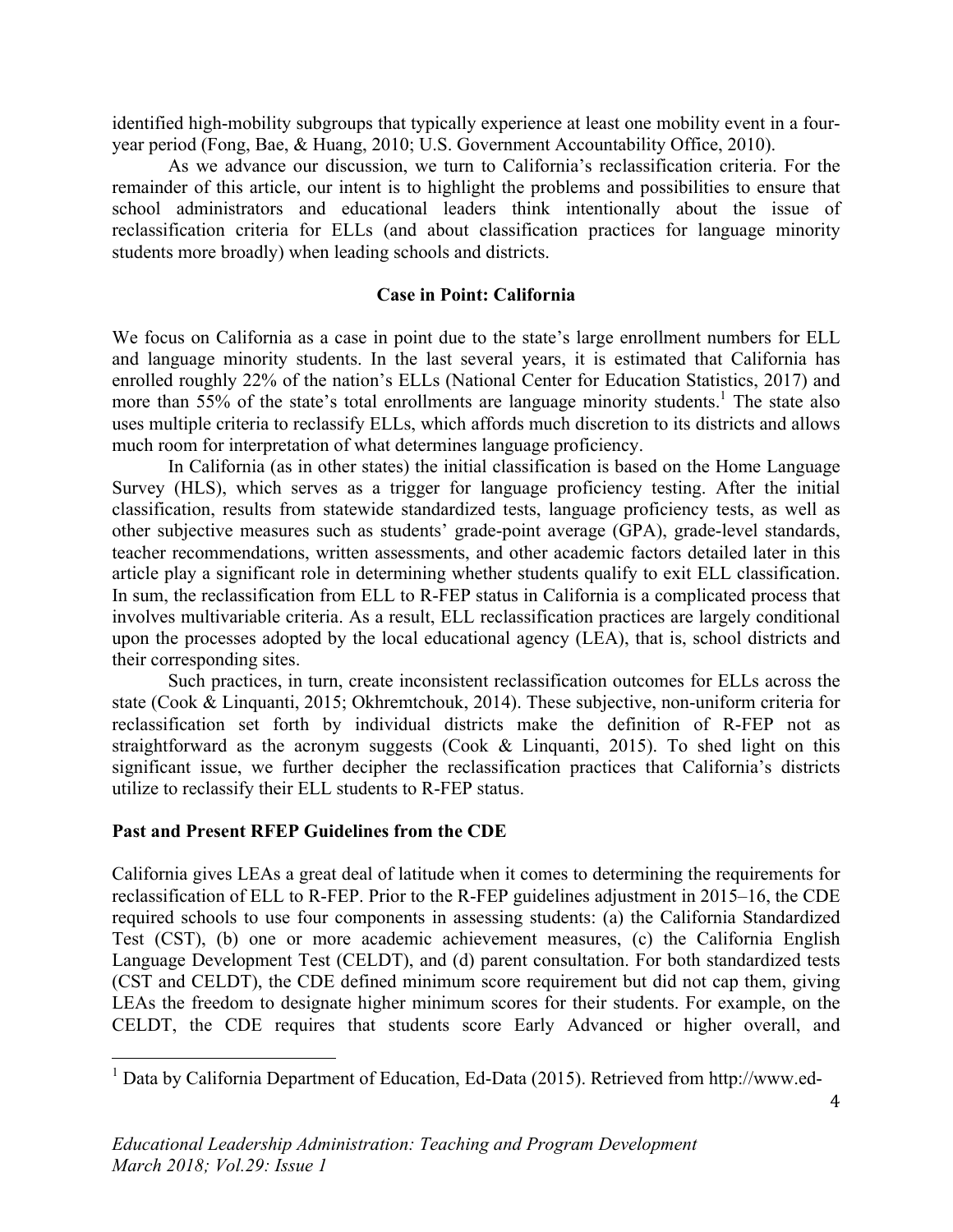identified high-mobility subgroups that typically experience at least one mobility event in a four-year period (Fong, Bae, & Huang, 2010; U.S. Government Accountability Office, 2010).

As we advance our discussion, we turn to California's reclassification criteria. For the remainder of this article, our intent is to highlight the problems and possibilities to ensure that school administrators and educational leaders think intentionally about the issue of reclassification criteria for ELLs (and about classification practices for language minority students more broadly) when leading schools and districts.

## Case in Point: California

We focus on California as a case in point due to the state's large enrollment numbers for ELL and language minority students. In the last several years, it is estimated that California has enrolled roughly 22% of the nation's ELLs (National Center for Education Statistics, 2017) and more than 55% of the state's total enrollments are language minority students.[1] The state also uses multiple criteria to reclassify ELLs, which affords much discretion to its districts and allows much room for interpretation of what determines language proficiency.

In California (as in other states) the initial classification is based on the Home Language Survey (HLS), which serves as a trigger for language proficiency testing. After the initial classification, results from statewide standardized tests, language proficiency tests, as well as other subjective measures such as students' grade-point average (GPA), grade-level standards, teacher recommendations, written assessments, and other academic factors detailed later in this article play a significant role in determining whether students qualify to exit ELL classification. In sum, the reclassification from ELL to R-FEP status in California is a complicated process that involves multivariable criteria. As a result, ELL reclassification practices are largely conditional upon the processes adopted by the local educational agency (LEA), that is, school districts and their corresponding sites.

Such practices, in turn, create inconsistent reclassification outcomes for ELLs across the state (Cook & Linquanti, 2015; Okhremtchouk, 2014). These subjective, non-uniform criteria for reclassification set forth by individual districts make the definition of R-FEP not as straightforward as the acronym suggests (Cook & Linquanti, 2015). To shed light on this significant issue, we further decipher the reclassification practices that California's districts utilize to reclassify their ELL students to R-FEP status.

### Past and Present RFEP Guidelines from the CDE

California gives LEAs a great deal of latitude when it comes to determining the requirements for reclassification of ELL to R-FEP. Prior to the R-FEP guidelines adjustment in 2015–16, the CDE required schools to use four components in assessing students: (a) the California Standardized Test (CST), (b) one or more academic achievement measures, (c) the California English Language Development Test (CELDT), and (d) parent consultation. For both standardized tests (CST and CELDT), the CDE defined minimum score requirement but did not cap them, giving LEAs the freedom to designate higher minimum scores for their students. For example, on the CELDT, the CDE requires that students score Early Advanced or higher overall, and

---

[1] Data by California Department of Education, Ed-Data (2015). Retrieved from http://www.ed-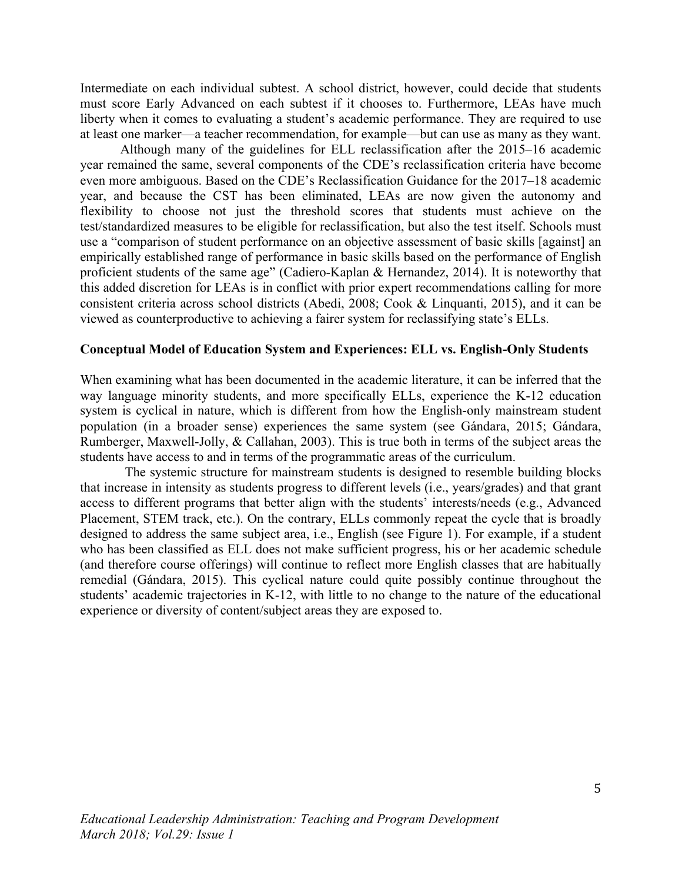Intermediate on each individual subtest. A school district, however, could decide that students must score Early Advanced on each subtest if it chooses to. Furthermore, LEAs have much liberty when it comes to evaluating a student's academic performance. They are required to use at least one marker—a teacher recommendation, for example—but can use as many as they want.

Although many of the guidelines for ELL reclassification after the 2015–16 academic year remained the same, several components of the CDE's reclassification criteria have become even more ambiguous. Based on the CDE's Reclassification Guidance for the 2017–18 academic year, and because the CST has been eliminated, LEAs are now given the autonomy and flexibility to choose not just the threshold scores that students must achieve on the test/standardized measures to be eligible for reclassification, but also the test itself. Schools must use a "comparison of student performance on an objective assessment of basic skills [against] an empirically established range of performance in basic skills based on the performance of English proficient students of the same age" (Cadiero-Kaplan & Hernandez, 2014). It is noteworthy that this added discretion for LEAs is in conflict with prior expert recommendations calling for more consistent criteria across school districts (Abedi, 2008; Cook & Linquanti, 2015), and it can be viewed as counterproductive to achieving a fairer system for reclassifying state's ELLs.

### Conceptual Model of Education System and Experiences: ELL vs. English-Only Students

When examining what has been documented in the academic literature, it can be inferred that the way language minority students, and more specifically ELLs, experience the K-12 education system is cyclical in nature, which is different from how the English-only mainstream student population (in a broader sense) experiences the same system (see Gándara, 2015; Gándara, Rumberger, Maxwell-Jolly, & Callahan, 2003). This is true both in terms of the subject areas the students have access to and in terms of the programmatic areas of the curriculum.

The systemic structure for mainstream students is designed to resemble building blocks that increase in intensity as students progress to different levels (i.e., years/grades) and that grant access to different programs that better align with the students' interests/needs (e.g., Advanced Placement, STEM track, etc.). On the contrary, ELLs commonly repeat the cycle that is broadly designed to address the same subject area, i.e., English (see Figure 1). For example, if a student who has been classified as ELL does not make sufficient progress, his or her academic schedule (and therefore course offerings) will continue to reflect more English classes that are habitually remedial (Gándara, 2015). This cyclical nature could quite possibly continue throughout the students' academic trajectories in K-12, with little to no change to the nature of the educational experience or diversity of content/subject areas they are exposed to.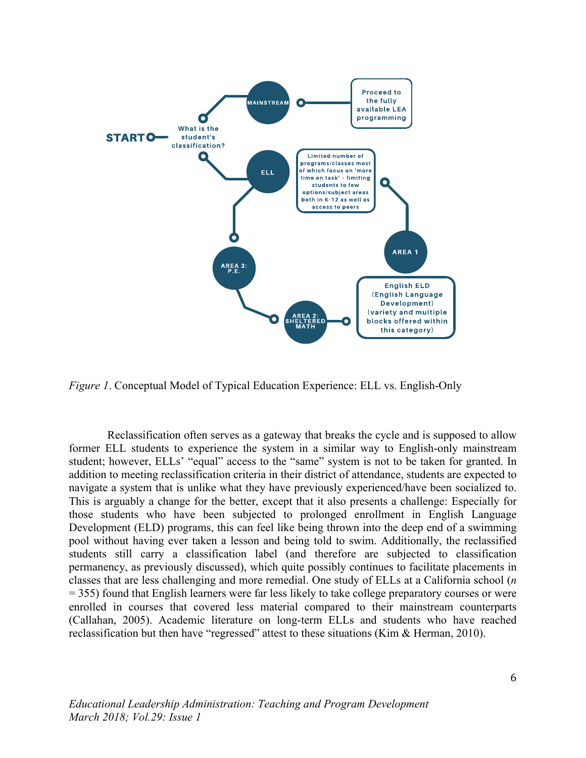START

What is the student's classification?

MAINSTREAM

Proceed to the fully available LEA programming

ELL

Limited number of programs/classes most of which focus on 'more time on task' - limiting students to few options/subject areas both in K-12 as well as access to peers

AREA 1

English ELD (English Language Development) (variety and multiple blocks offered within this category)

AREA 2: SHELTERED MATH

AREA 3: P.E.

*Figure 1*. Conceptual Model of Typical Education Experience: ELL vs. English-Only

Reclassification often serves as a gateway that breaks the cycle and is supposed to allow former ELL students to experience the system in a similar way to English-only mainstream student; however, ELLs' "equal" access to the "same" system is not to be taken for granted. In addition to meeting reclassification criteria in their district of attendance, students are expected to navigate a system that is unlike what they have previously experienced/have been socialized to. This is arguably a change for the better, except that it also presents a challenge: Especially for those students who have been subjected to prolonged enrollment in English Language Development (ELD) programs, this can feel like being thrown into the deep end of a swimming pool without having ever taken a lesson and being told to swim. Additionally, the reclassified students still carry a classification label (and therefore are subjected to classification permanency, as previously discussed), which quite possibly continues to facilitate placements in classes that are less challenging and more remedial. One study of ELLs at a California school ($n$ = 355) found that English learners were far less likely to take college preparatory courses or were enrolled in courses that covered less material compared to their mainstream counterparts (Callahan, 2005). Academic literature on long-term ELLs and students who have reached reclassification but then have "regressed" attest to these situations (Kim & Herman, 2010).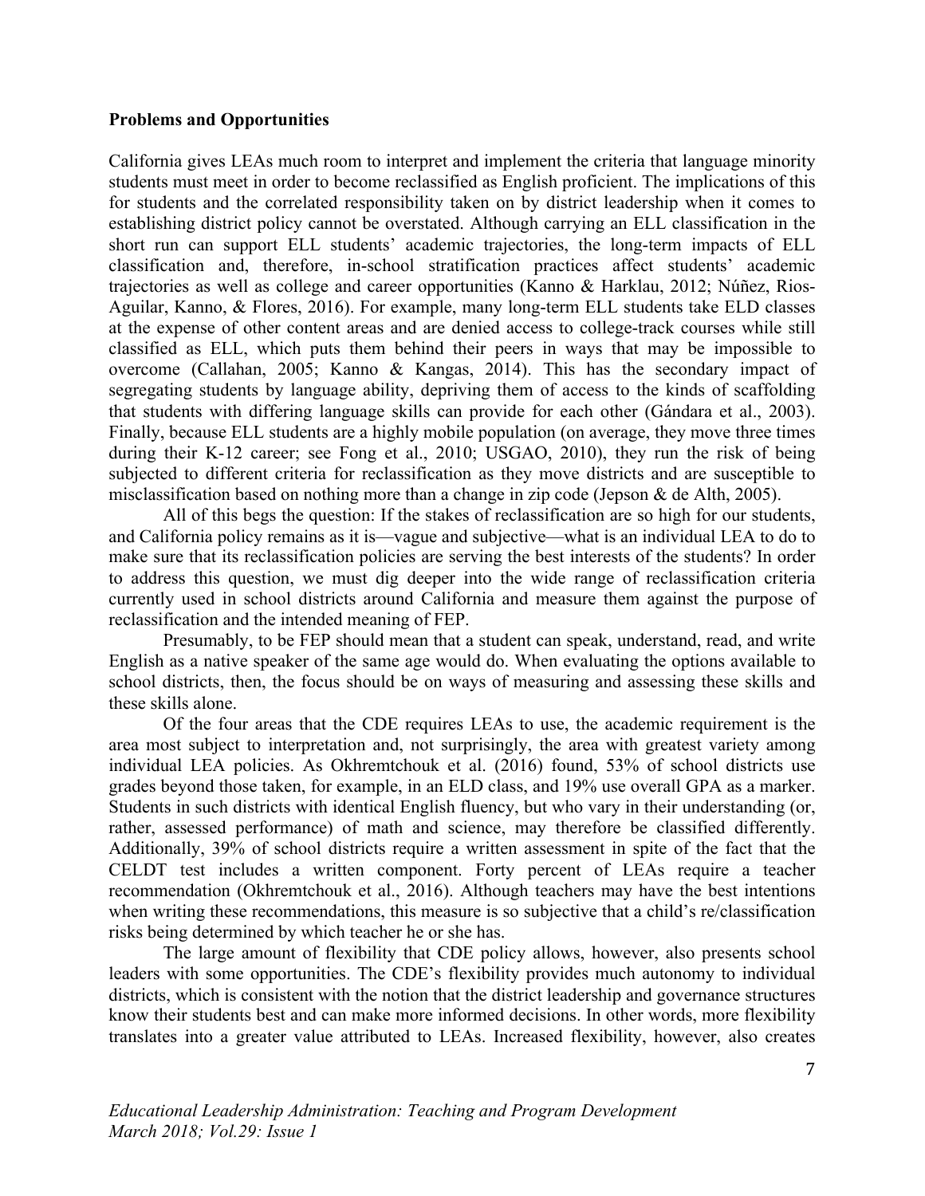**Problems and Opportunities**

California gives LEAs much room to interpret and implement the criteria that language minority students must meet in order to become reclassified as English proficient. The implications of this for students and the correlated responsibility taken on by district leadership when it comes to establishing district policy cannot be overstated. Although carrying an ELL classification in the short run can support ELL students' academic trajectories, the long-term impacts of ELL classification and, therefore, in-school stratification practices affect students' academic trajectories as well as college and career opportunities (Kanno & Harklau, 2012; Núñez, Rios-Aguilar, Kanno, & Flores, 2016). For example, many long-term ELL students take ELD classes at the expense of other content areas and are denied access to college-track courses while still classified as ELL, which puts them behind their peers in ways that may be impossible to overcome (Callahan, 2005; Kanno & Kangas, 2014). This has the secondary impact of segregating students by language ability, depriving them of access to the kinds of scaffolding that students with differing language skills can provide for each other (Gándara et al., 2003). Finally, because ELL students are a highly mobile population (on average, they move three times during their K-12 career; see Fong et al., 2010; USGAO, 2010), they run the risk of being subjected to different criteria for reclassification as they move districts and are susceptible to misclassification based on nothing more than a change in zip code (Jepson & de Alth, 2005).

All of this begs the question: If the stakes of reclassification are so high for our students, and California policy remains as it is—vague and subjective—what is an individual LEA to do to make sure that its reclassification policies are serving the best interests of the students? In order to address this question, we must dig deeper into the wide range of reclassification criteria currently used in school districts around California and measure them against the purpose of reclassification and the intended meaning of FEP.

Presumably, to be FEP should mean that a student can speak, understand, read, and write English as a native speaker of the same age would do. When evaluating the options available to school districts, then, the focus should be on ways of measuring and assessing these skills and these skills alone.

Of the four areas that the CDE requires LEAs to use, the academic requirement is the area most subject to interpretation and, not surprisingly, the area with greatest variety among individual LEA policies. As Okhremtchouk et al. (2016) found, 53% of school districts use grades beyond those taken, for example, in an ELD class, and 19% use overall GPA as a marker. Students in such districts with identical English fluency, but who vary in their understanding (or, rather, assessed performance) of math and science, may therefore be classified differently. Additionally, 39% of school districts require a written assessment in spite of the fact that the CELDT test includes a written component. Forty percent of LEAs require a teacher recommendation (Okhremtchouk et al., 2016). Although teachers may have the best intentions when writing these recommendations, this measure is so subjective that a child's re/classification risks being determined by which teacher he or she has.

The large amount of flexibility that CDE policy allows, however, also presents school leaders with some opportunities. The CDE's flexibility provides much autonomy to individual districts, which is consistent with the notion that the district leadership and governance structures know their students best and can make more informed decisions. In other words, more flexibility translates into a greater value attributed to LEAs. Increased flexibility, however, also creates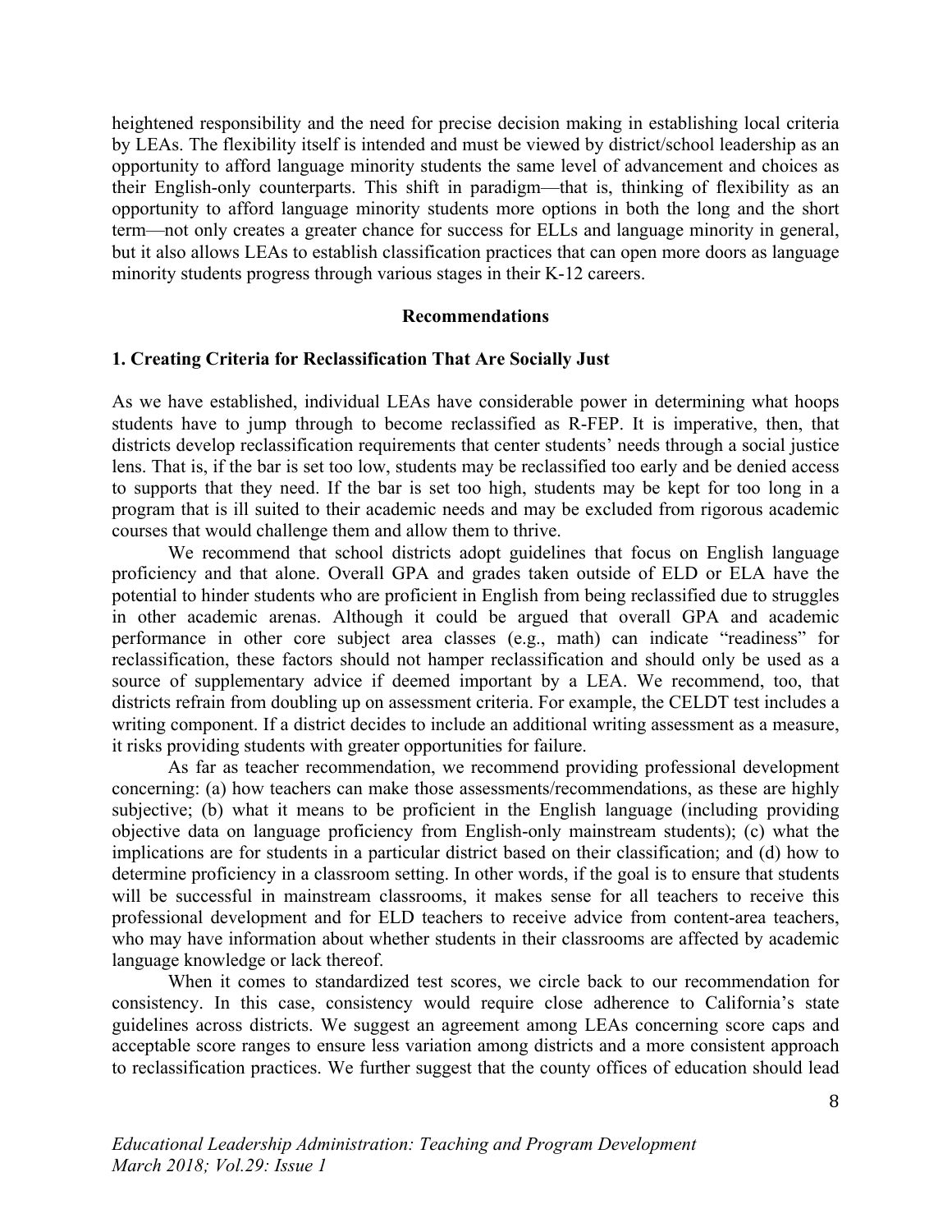heightened responsibility and the need for precise decision making in establishing local criteria by LEAs. The flexibility itself is intended and must be viewed by district/school leadership as an opportunity to afford language minority students the same level of advancement and choices as their English-only counterparts. This shift in paradigm—that is, thinking of flexibility as an opportunity to afford language minority students more options in both the long and the short term—not only creates a greater chance for success for ELLs and language minority in general, but it also allows LEAs to establish classification practices that can open more doors as language minority students progress through various stages in their K-12 careers.

## Recommendations

### 1. Creating Criteria for Reclassification That Are Socially Just

As we have established, individual LEAs have considerable power in determining what hoops students have to jump through to become reclassified as R-FEP. It is imperative, then, that districts develop reclassification requirements that center students' needs through a social justice lens. That is, if the bar is set too low, students may be reclassified too early and be denied access to supports that they need. If the bar is set too high, students may be kept for too long in a program that is ill suited to their academic needs and may be excluded from rigorous academic courses that would challenge them and allow them to thrive.

We recommend that school districts adopt guidelines that focus on English language proficiency and that alone. Overall GPA and grades taken outside of ELD or ELA have the potential to hinder students who are proficient in English from being reclassified due to struggles in other academic arenas. Although it could be argued that overall GPA and academic performance in other core subject area classes (e.g., math) can indicate "readiness" for reclassification, these factors should not hamper reclassification and should only be used as a source of supplementary advice if deemed important by a LEA. We recommend, too, that districts refrain from doubling up on assessment criteria. For example, the CELDT test includes a writing component. If a district decides to include an additional writing assessment as a measure, it risks providing students with greater opportunities for failure.

As far as teacher recommendation, we recommend providing professional development concerning: (a) how teachers can make those assessments/recommendations, as these are highly subjective; (b) what it means to be proficient in the English language (including providing objective data on language proficiency from English-only mainstream students); (c) what the implications are for students in a particular district based on their classification; and (d) how to determine proficiency in a classroom setting. In other words, if the goal is to ensure that students will be successful in mainstream classrooms, it makes sense for all teachers to receive this professional development and for ELD teachers to receive advice from content-area teachers, who may have information about whether students in their classrooms are affected by academic language knowledge or lack thereof.

When it comes to standardized test scores, we circle back to our recommendation for consistency. In this case, consistency would require close adherence to California's state guidelines across districts. We suggest an agreement among LEAs concerning score caps and acceptable score ranges to ensure less variation among districts and a more consistent approach to reclassification practices. We further suggest that the county offices of education should lead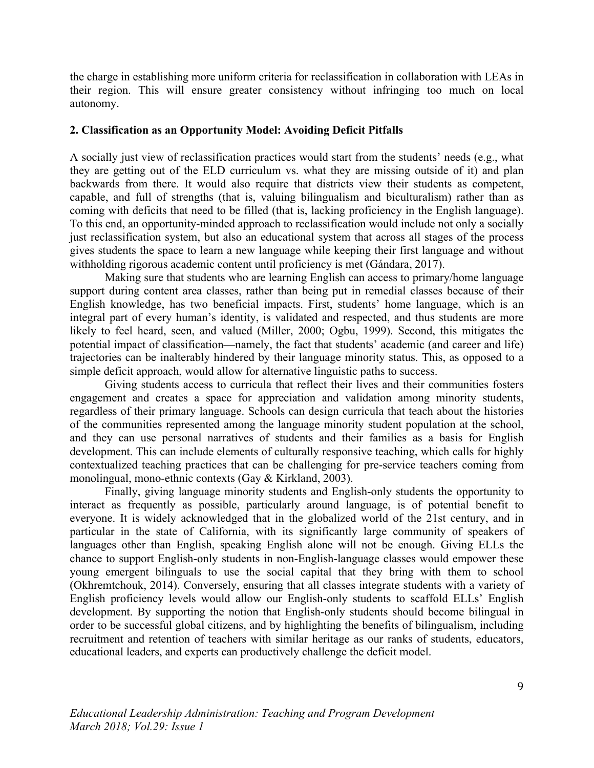the charge in establishing more uniform criteria for reclassification in collaboration with LEAs in their region. This will ensure greater consistency without infringing too much on local autonomy.

### 2. Classification as an Opportunity Model: Avoiding Deficit Pitfalls

A socially just view of reclassification practices would start from the students' needs (e.g., what they are getting out of the ELD curriculum vs. what they are missing outside of it) and plan backwards from there. It would also require that districts view their students as competent, capable, and full of strengths (that is, valuing bilingualism and biculturalism) rather than as coming with deficits that need to be filled (that is, lacking proficiency in the English language). To this end, an opportunity-minded approach to reclassification would include not only a socially just reclassification system, but also an educational system that across all stages of the process gives students the space to learn a new language while keeping their first language and without withholding rigorous academic content until proficiency is met (Gándara, 2017).

Making sure that students who are learning English can access to primary/home language support during content area classes, rather than being put in remedial classes because of their English knowledge, has two beneficial impacts. First, students' home language, which is an integral part of every human's identity, is validated and respected, and thus students are more likely to feel heard, seen, and valued (Miller, 2000; Ogbu, 1999). Second, this mitigates the potential impact of classification—namely, the fact that students' academic (and career and life) trajectories can be inalterably hindered by their language minority status. This, as opposed to a simple deficit approach, would allow for alternative linguistic paths to success.

Giving students access to curricula that reflect their lives and their communities fosters engagement and creates a space for appreciation and validation among minority students, regardless of their primary language. Schools can design curricula that teach about the histories of the communities represented among the language minority student population at the school, and they can use personal narratives of students and their families as a basis for English development. This can include elements of culturally responsive teaching, which calls for highly contextualized teaching practices that can be challenging for pre-service teachers coming from monolingual, mono-ethnic contexts (Gay & Kirkland, 2003).

Finally, giving language minority students and English-only students the opportunity to interact as frequently as possible, particularly around language, is of potential benefit to everyone. It is widely acknowledged that in the globalized world of the 21st century, and in particular in the state of California, with its significantly large community of speakers of languages other than English, speaking English alone will not be enough. Giving ELLs the chance to support English-only students in non-English-language classes would empower these young emergent bilinguals to use the social capital that they bring with them to school (Okhremtchouk, 2014). Conversely, ensuring that all classes integrate students with a variety of English proficiency levels would allow our English-only students to scaffold ELLs' English development. By supporting the notion that English-only students should become bilingual in order to be successful global citizens, and by highlighting the benefits of bilingualism, including recruitment and retention of teachers with similar heritage as our ranks of students, educators, educational leaders, and experts can productively challenge the deficit model.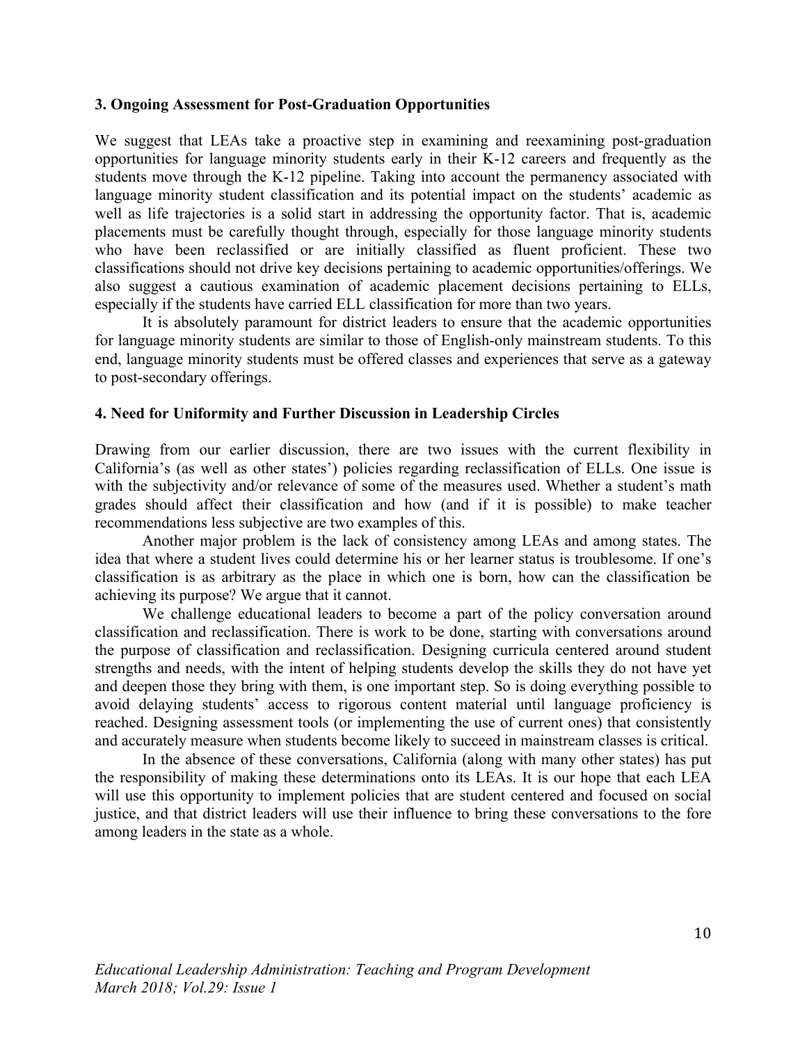### 3. Ongoing Assessment for Post-Graduation Opportunities

We suggest that LEAs take a proactive step in examining and reexamining post-graduation opportunities for language minority students early in their K-12 careers and frequently as the students move through the K-12 pipeline. Taking into account the permanency associated with language minority student classification and its potential impact on the students' academic as well as life trajectories is a solid start in addressing the opportunity factor. That is, academic placements must be carefully thought through, especially for those language minority students who have been reclassified or are initially classified as fluent proficient. These two classifications should not drive key decisions pertaining to academic opportunities/offerings. We also suggest a cautious examination of academic placement decisions pertaining to ELLs, especially if the students have carried ELL classification for more than two years.

It is absolutely paramount for district leaders to ensure that the academic opportunities for language minority students are similar to those of English-only mainstream students. To this end, language minority students must be offered classes and experiences that serve as a gateway to post-secondary offerings.

### 4. Need for Uniformity and Further Discussion in Leadership Circles

Drawing from our earlier discussion, there are two issues with the current flexibility in California's (as well as other states') policies regarding reclassification of ELLs. One issue is with the subjectivity and/or relevance of some of the measures used. Whether a student's math grades should affect their classification and how (and if it is possible) to make teacher recommendations less subjective are two examples of this.

Another major problem is the lack of consistency among LEAs and among states. The idea that where a student lives could determine his or her learner status is troublesome. If one's classification is as arbitrary as the place in which one is born, how can the classification be achieving its purpose? We argue that it cannot.

We challenge educational leaders to become a part of the policy conversation around classification and reclassification. There is work to be done, starting with conversations around the purpose of classification and reclassification. Designing curricula centered around student strengths and needs, with the intent of helping students develop the skills they do not have yet and deepen those they bring with them, is one important step. So is doing everything possible to avoid delaying students' access to rigorous content material until language proficiency is reached. Designing assessment tools (or implementing the use of current ones) that consistently and accurately measure when students become likely to succeed in mainstream classes is critical.

In the absence of these conversations, California (along with many other states) has put the responsibility of making these determinations onto its LEAs. It is our hope that each LEA will use this opportunity to implement policies that are student centered and focused on social justice, and that district leaders will use their influence to bring these conversations to the fore among leaders in the state as a whole.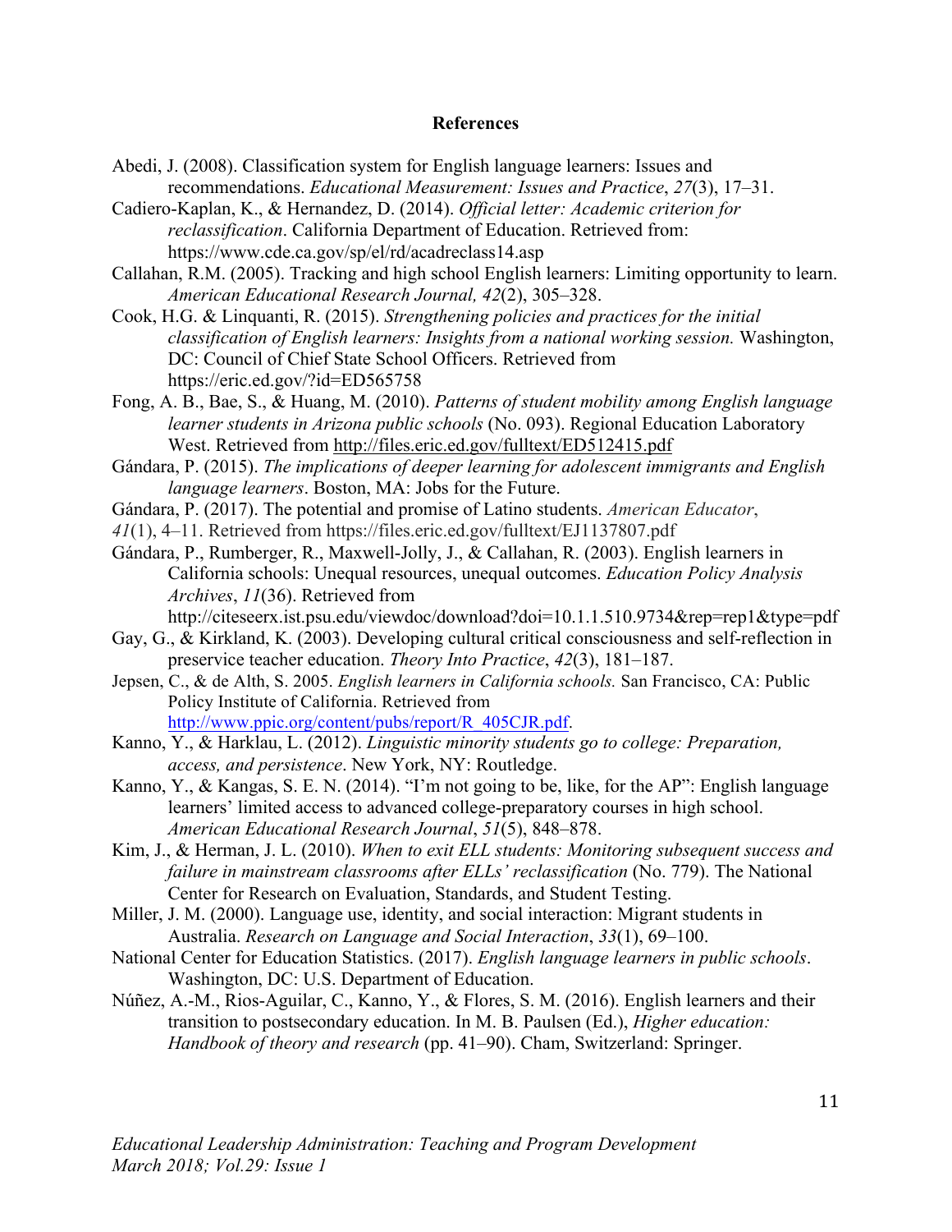## References

Abedi, J. (2008). Classification system for English language learners: Issues and recommendations. *Educational Measurement: Issues and Practice*, *27*(3), 17–31.

Cadiero-Kaplan, K., & Hernandez, D. (2014). *Official letter: Academic criterion for reclassification*. California Department of Education. Retrieved from: https://www.cde.ca.gov/sp/el/rd/acadreclass14.asp

Callahan, R.M. (2005). Tracking and high school English learners: Limiting opportunity to learn. *American Educational Research Journal, 42*(2), 305–328.

Cook, H.G. & Linquanti, R. (2015). *Strengthening policies and practices for the initial classification of English learners: Insights from a national working session.* Washington, DC: Council of Chief State School Officers. Retrieved from https://eric.ed.gov/?id=ED565758

Fong, A. B., Bae, S., & Huang, M. (2010). *Patterns of student mobility among English language learner students in Arizona public schools* (No. 093). Regional Education Laboratory West. Retrieved from http://files.eric.ed.gov/fulltext/ED512415.pdf

Gándara, P. (2015). *The implications of deeper learning for adolescent immigrants and English language learners*. Boston, MA: Jobs for the Future.

Gándara, P. (2017). The potential and promise of Latino students. *American Educator*, *41*(1), 4–11. Retrieved from https://files.eric.ed.gov/fulltext/EJ1137807.pdf

Gándara, P., Rumberger, R., Maxwell-Jolly, J., & Callahan, R. (2003). English learners in California schools: Unequal resources, unequal outcomes. *Education Policy Analysis Archives*, *11*(36). Retrieved from http://citeseerx.ist.psu.edu/viewdoc/download?doi=10.1.1.510.9734&rep=rep1&type=pdf

Gay, G., & Kirkland, K. (2003). Developing cultural critical consciousness and self-reflection in preservice teacher education. *Theory Into Practice*, *42*(3), 181–187.

Jepsen, C., & de Alth, S. 2005. *English learners in California schools.* San Francisco, CA: Public Policy Institute of California. Retrieved from http://www.ppic.org/content/pubs/report/R_405CJR.pdf.

Kanno, Y., & Harklau, L. (2012). *Linguistic minority students go to college: Preparation, access, and persistence*. New York, NY: Routledge.

Kanno, Y., & Kangas, S. E. N. (2014). "I'm not going to be, like, for the AP": English language learners' limited access to advanced college-preparatory courses in high school. *American Educational Research Journal*, *51*(5), 848–878.

Kim, J., & Herman, J. L. (2010). *When to exit ELL students: Monitoring subsequent success and failure in mainstream classrooms after ELLs' reclassification* (No. 779). The National Center for Research on Evaluation, Standards, and Student Testing.

Miller, J. M. (2000). Language use, identity, and social interaction: Migrant students in Australia. *Research on Language and Social Interaction*, *33*(1), 69–100.

National Center for Education Statistics. (2017). *English language learners in public schools*. Washington, DC: U.S. Department of Education.

Núñez, A.-M., Rios-Aguilar, C., Kanno, Y., & Flores, S. M. (2016). English learners and their transition to postsecondary education. In M. B. Paulsen (Ed.), *Higher education: Handbook of theory and research* (pp. 41–90). Cham, Switzerland: Springer.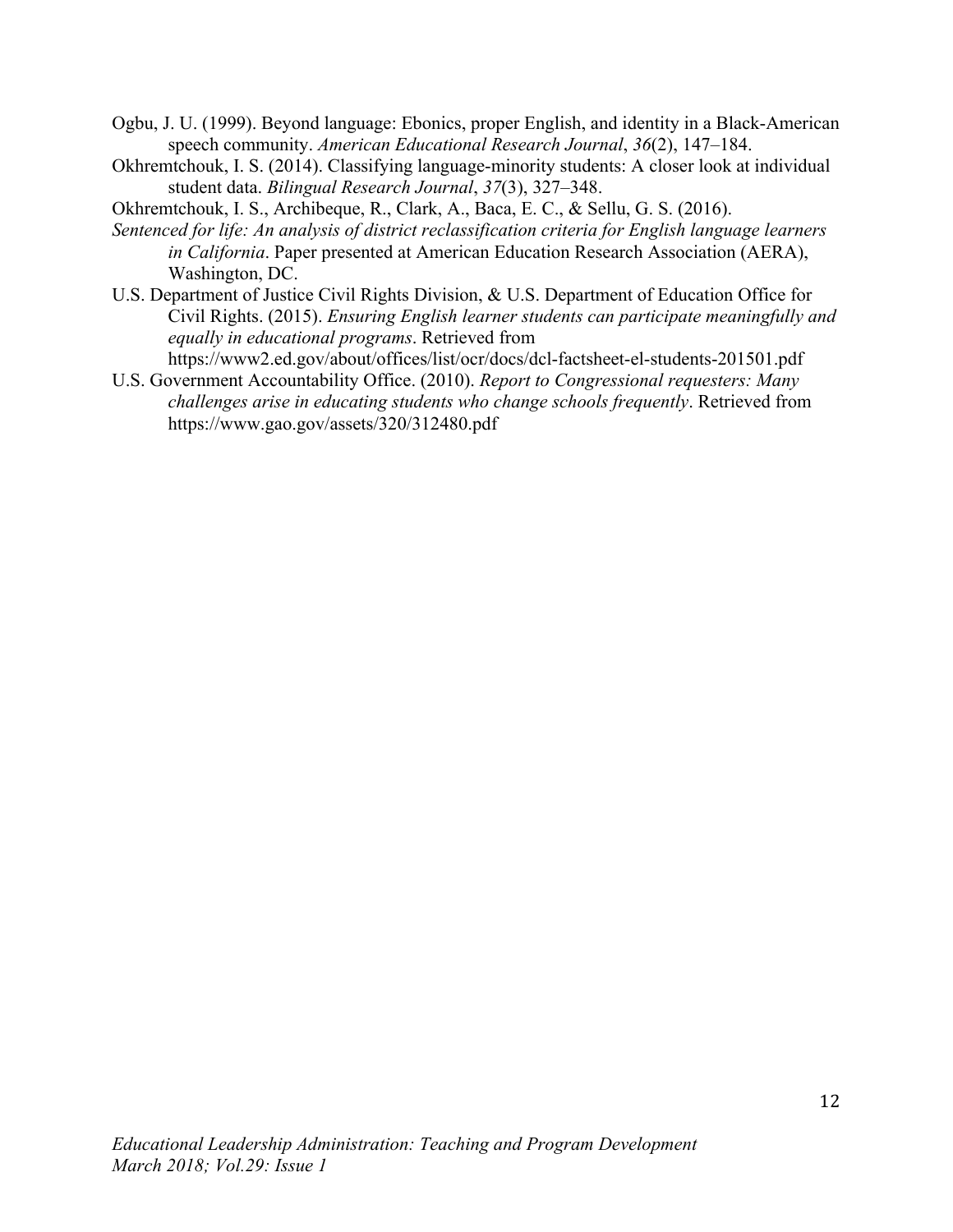Ogbu, J. U. (1999). Beyond language: Ebonics, proper English, and identity in a Black-American speech community. *American Educational Research Journal*, *36*(2), 147–184.

Okhremtchouk, I. S. (2014). Classifying language-minority students: A closer look at individual student data. *Bilingual Research Journal*, *37*(3), 327–348.

Okhremtchouk, I. S., Archibeque, R., Clark, A., Baca, E. C., & Sellu, G. S. (2016). *Sentenced for life: An analysis of district reclassification criteria for English language learners in California*. Paper presented at American Education Research Association (AERA), Washington, DC.

U.S. Department of Justice Civil Rights Division, & U.S. Department of Education Office for Civil Rights. (2015). *Ensuring English learner students can participate meaningfully and equally in educational programs*. Retrieved from https://www2.ed.gov/about/offices/list/ocr/docs/dcl-factsheet-el-students-201501.pdf

U.S. Government Accountability Office. (2010). *Report to Congressional requesters: Many challenges arise in educating students who change schools frequently*. Retrieved from https://www.gao.gov/assets/320/312480.pdf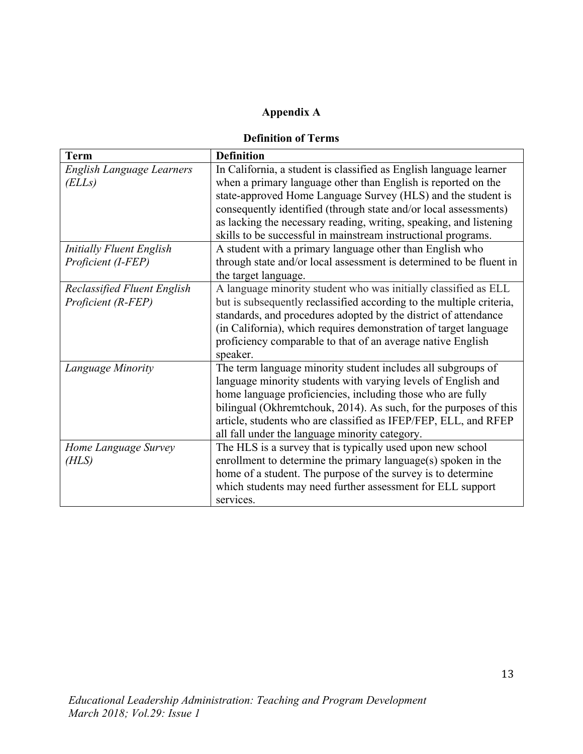## Appendix A

### Definition of Terms

| Term | Definition |
|---|---|
| *English Language Learners (ELLs)* | In California, a student is classified as English language learner when a primary language other than English is reported on the state-approved Home Language Survey (HLS) and the student is consequently identified (through state and/or local assessments) as lacking the necessary reading, writing, speaking, and listening skills to be successful in mainstream instructional programs. |
| *Initially Fluent English Proficient (I-FEP)* | A student with a primary language other than English who through state and/or local assessment is determined to be fluent in the target language. |
| *Reclassified Fluent English Proficient (R-FEP)* | A language minority student who was initially classified as ELL but is subsequently reclassified according to the multiple criteria, standards, and procedures adopted by the district of attendance (in California), which requires demonstration of target language proficiency comparable to that of an average native English speaker. |
| *Language Minority* | The term language minority student includes all subgroups of language minority students with varying levels of English and home language proficiencies, including those who are fully bilingual (Okhremtchouk, 2014). As such, for the purposes of this article, students who are classified as IFEP/FEP, ELL, and RFEP all fall under the language minority category. |
| *Home Language Survey (HLS)* | The HLS is a survey that is typically used upon new school enrollment to determine the primary language(s) spoken in the home of a student. The purpose of the survey is to determine which students may need further assessment for ELL support services. |